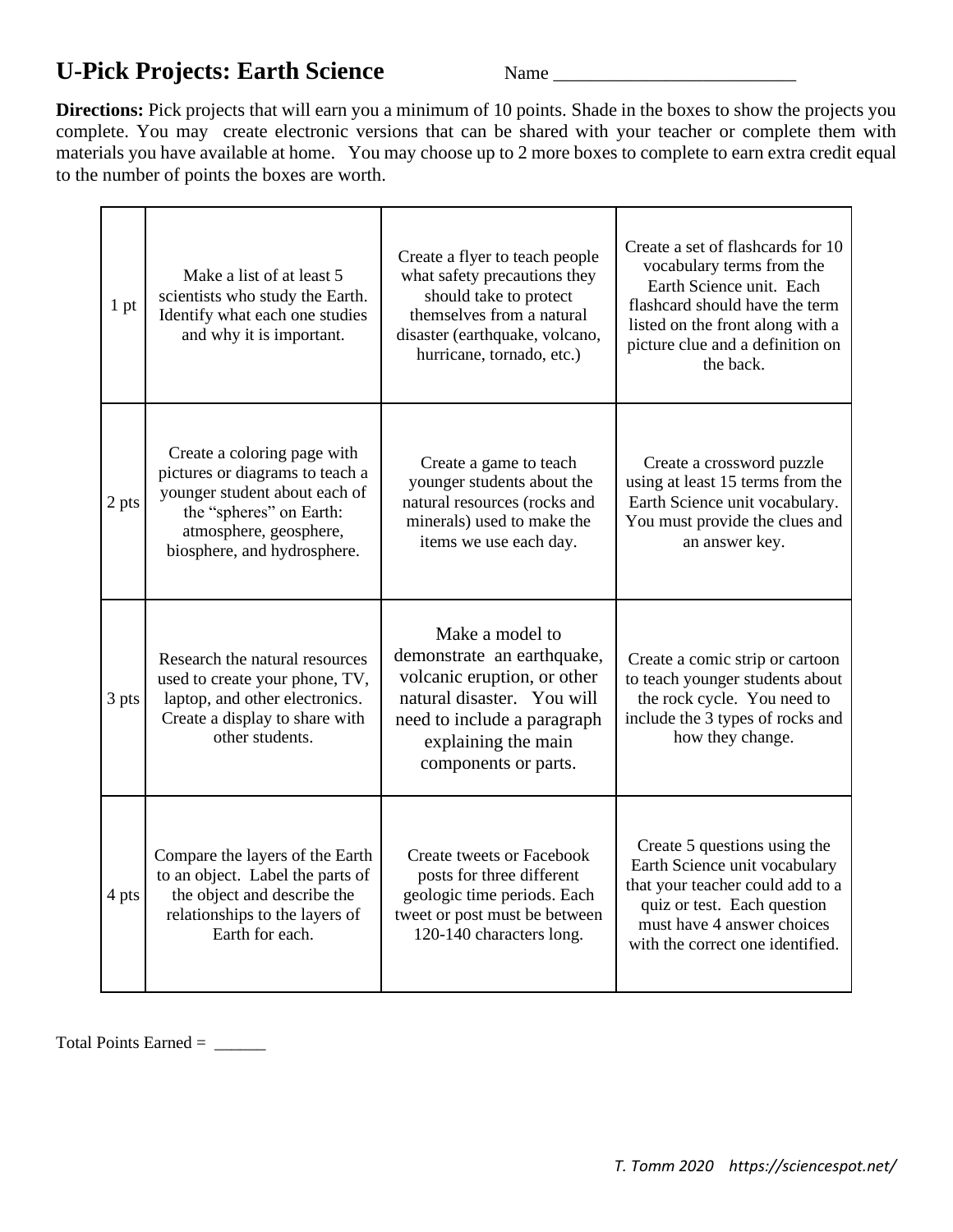# U-Pick Projects: Earth Science

Name ___________________________

**Directions:** Pick projects that will earn you a minimum of 10 points. Shade in the boxes to show the projects you complete. You may create electronic versions that can be shared with your teacher or complete them with materials you have available at home. You may choose up to 2 more boxes to complete to earn extra credit equal to the number of points the boxes are worth.

| | | | |
|---|---|---|---|
| 1 pt | Make a list of at least 5 scientists who study the Earth. Identify what each one studies and why it is important. | Create a flyer to teach people what safety precautions they should take to protect themselves from a natural disaster (earthquake, volcano, hurricane, tornado, etc.) | Create a set of flashcards for 10 vocabulary terms from the Earth Science unit. Each flashcard should have the term listed on the front along with a picture clue and a definition on the back. |
| 2 pts | Create a coloring page with pictures or diagrams to teach a younger student about each of the "spheres" on Earth: atmosphere, geosphere, biosphere, and hydrosphere. | Create a game to teach younger students about the natural resources (rocks and minerals) used to make the items we use each day. | Create a crossword puzzle using at least 15 terms from the Earth Science unit vocabulary. You must provide the clues and an answer key. |
| 3 pts | Research the natural resources used to create your phone, TV, laptop, and other electronics. Create a display to share with other students. | Make a model to demonstrate an earthquake, volcanic eruption, or other natural disaster. You will need to include a paragraph explaining the main components or parts. | Create a comic strip or cartoon to teach younger students about the rock cycle. You need to include the 3 types of rocks and how they change. |
| 4 pts | Compare the layers of the Earth to an object. Label the parts of the object and describe the relationships to the layers of Earth for each. | Create tweets or Facebook posts for three different geologic time periods. Each tweet or post must be between 120-140 characters long. | Create 5 questions using the Earth Science unit vocabulary that your teacher could add to a quiz or test. Each question must have 4 answer choices with the correct one identified. |

Total Points Earned = ______

*T. Tomm 2020 https://sciencespot.net/*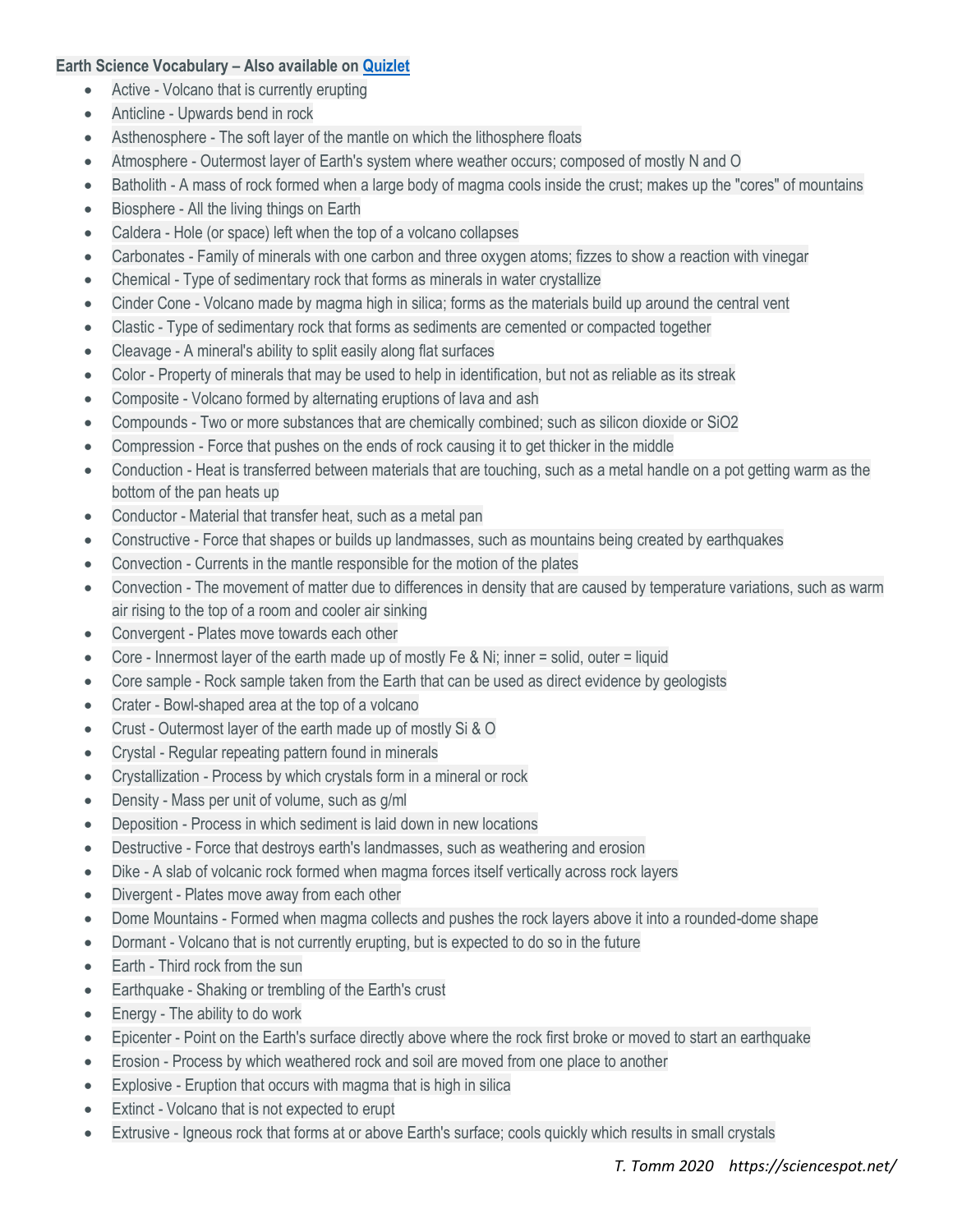**Earth Science Vocabulary – Also available on [Quizlet]()**

- Active - Volcano that is currently erupting
- Anticline - Upwards bend in rock
- Asthenosphere - The soft layer of the mantle on which the lithosphere floats
- Atmosphere - Outermost layer of Earth's system where weather occurs; composed of mostly N and O
- Batholith - A mass of rock formed when a large body of magma cools inside the crust; makes up the "cores" of mountains
- Biosphere - All the living things on Earth
- Caldera - Hole (or space) left when the top of a volcano collapses
- Carbonates - Family of minerals with one carbon and three oxygen atoms; fizzes to show a reaction with vinegar
- Chemical - Type of sedimentary rock that forms as minerals in water crystallize
- Cinder Cone - Volcano made by magma high in silica; forms as the materials build up around the central vent
- Clastic - Type of sedimentary rock that forms as sediments are cemented or compacted together
- Cleavage - A mineral's ability to split easily along flat surfaces
- Color - Property of minerals that may be used to help in identification, but not as reliable as its streak
- Composite - Volcano formed by alternating eruptions of lava and ash
- Compounds - Two or more substances that are chemically combined; such as silicon dioxide or $SiO_2$
- Compression - Force that pushes on the ends of rock causing it to get thicker in the middle
- Conduction - Heat is transferred between materials that are touching, such as a metal handle on a pot getting warm as the bottom of the pan heats up
- Conductor - Material that transfer heat, such as a metal pan
- Constructive - Force that shapes or builds up landmasses, such as mountains being created by earthquakes
- Convection - Currents in the mantle responsible for the motion of the plates
- Convection - The movement of matter due to differences in density that are caused by temperature variations, such as warm air rising to the top of a room and cooler air sinking
- Convergent - Plates move towards each other
- Core - Innermost layer of the earth made up of mostly Fe & Ni; inner = solid, outer = liquid
- Core sample - Rock sample taken from the Earth that can be used as direct evidence by geologists
- Crater - Bowl-shaped area at the top of a volcano
- Crust - Outermost layer of the earth made up of mostly Si & O
- Crystal - Regular repeating pattern found in minerals
- Crystallization - Process by which crystals form in a mineral or rock
- Density - Mass per unit of volume, such as g/ml
- Deposition - Process in which sediment is laid down in new locations
- Destructive - Force that destroys earth's landmasses, such as weathering and erosion
- Dike - A slab of volcanic rock formed when magma forces itself vertically across rock layers
- Divergent - Plates move away from each other
- Dome Mountains - Formed when magma collects and pushes the rock layers above it into a rounded-dome shape
- Dormant - Volcano that is not currently erupting, but is expected to do so in the future
- Earth - Third rock from the sun
- Earthquake - Shaking or trembling of the Earth's crust
- Energy - The ability to do work
- Epicenter - Point on the Earth's surface directly above where the rock first broke or moved to start an earthquake
- Erosion - Process by which weathered rock and soil are moved from one place to another
- Explosive - Eruption that occurs with magma that is high in silica
- Extinct - Volcano that is not expected to erupt
- Extrusive - Igneous rock that forms at or above Earth's surface; cools quickly which results in small crystals

*T. Tomm 2020 https://sciencespot.net/*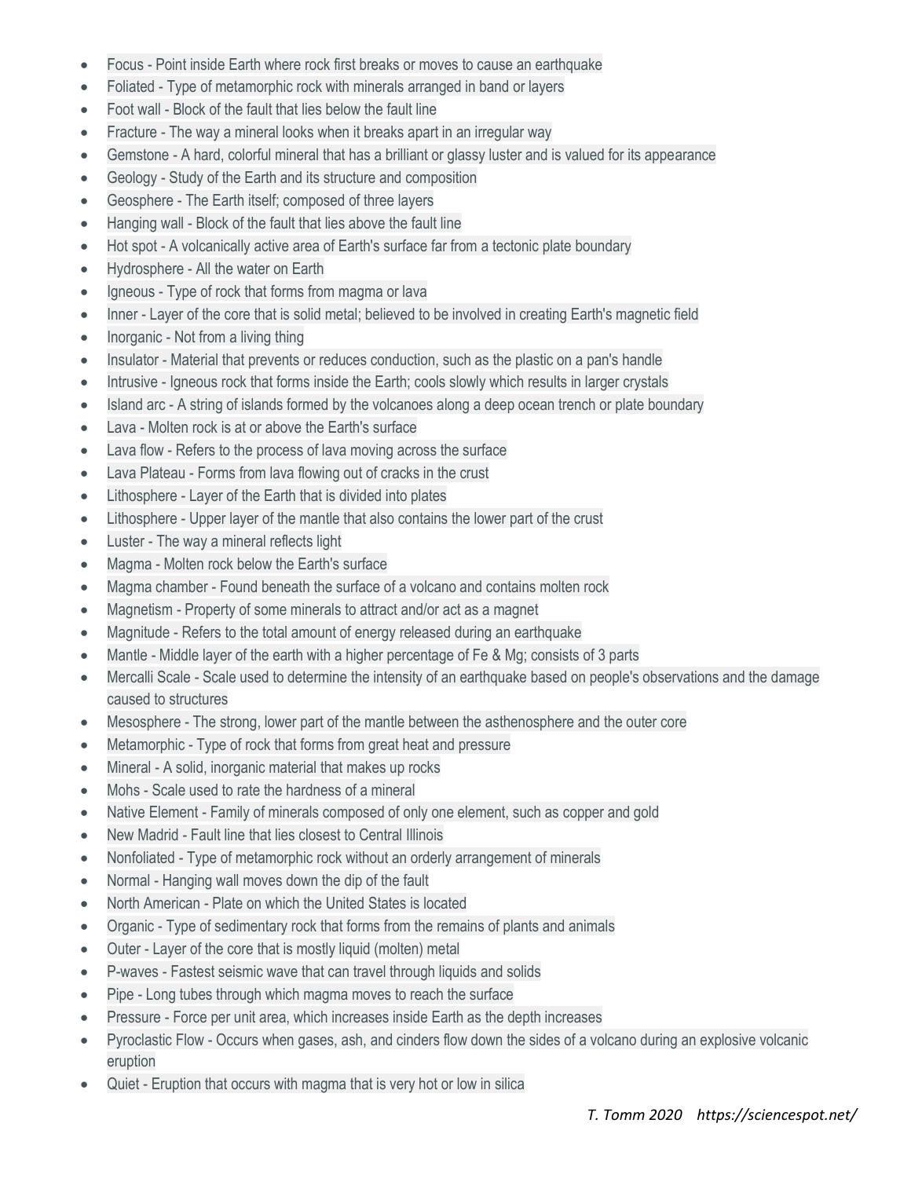- Focus - Point inside Earth where rock first breaks or moves to cause an earthquake
- Foliated - Type of metamorphic rock with minerals arranged in band or layers
- Foot wall - Block of the fault that lies below the fault line
- Fracture - The way a mineral looks when it breaks apart in an irregular way
- Gemstone - A hard, colorful mineral that has a brilliant or glassy luster and is valued for its appearance
- Geology - Study of the Earth and its structure and composition
- Geosphere - The Earth itself; composed of three layers
- Hanging wall - Block of the fault that lies above the fault line
- Hot spot - A volcanically active area of Earth's surface far from a tectonic plate boundary
- Hydrosphere - All the water on Earth
- Igneous - Type of rock that forms from magma or lava
- Inner - Layer of the core that is solid metal; believed to be involved in creating Earth's magnetic field
- Inorganic - Not from a living thing
- Insulator - Material that prevents or reduces conduction, such as the plastic on a pan's handle
- Intrusive - Igneous rock that forms inside the Earth; cools slowly which results in larger crystals
- Island arc - A string of islands formed by the volcanoes along a deep ocean trench or plate boundary
- Lava - Molten rock is at or above the Earth's surface
- Lava flow - Refers to the process of lava moving across the surface
- Lava Plateau - Forms from lava flowing out of cracks in the crust
- Lithosphere - Layer of the Earth that is divided into plates
- Lithosphere - Upper layer of the mantle that also contains the lower part of the crust
- Luster - The way a mineral reflects light
- Magma - Molten rock below the Earth's surface
- Magma chamber - Found beneath the surface of a volcano and contains molten rock
- Magnetism - Property of some minerals to attract and/or act as a magnet
- Magnitude - Refers to the total amount of energy released during an earthquake
- Mantle - Middle layer of the earth with a higher percentage of Fe & Mg; consists of 3 parts
- Mercalli Scale - Scale used to determine the intensity of an earthquake based on people's observations and the damage caused to structures
- Mesosphere - The strong, lower part of the mantle between the asthenosphere and the outer core
- Metamorphic - Type of rock that forms from great heat and pressure
- Mineral - A solid, inorganic material that makes up rocks
- Mohs - Scale used to rate the hardness of a mineral
- Native Element - Family of minerals composed of only one element, such as copper and gold
- New Madrid - Fault line that lies closest to Central Illinois
- Nonfoliated - Type of metamorphic rock without an orderly arrangement of minerals
- Normal - Hanging wall moves down the dip of the fault
- North American - Plate on which the United States is located
- Organic - Type of sedimentary rock that forms from the remains of plants and animals
- Outer - Layer of the core that is mostly liquid (molten) metal
- P-waves - Fastest seismic wave that can travel through liquids and solids
- Pipe - Long tubes through which magma moves to reach the surface
- Pressure - Force per unit area, which increases inside Earth as the depth increases
- Pyroclastic Flow - Occurs when gases, ash, and cinders flow down the sides of a volcano during an explosive volcanic eruption
- Quiet - Eruption that occurs with magma that is very hot or low in silica

*T. Tomm 2020 https://sciencespot.net/*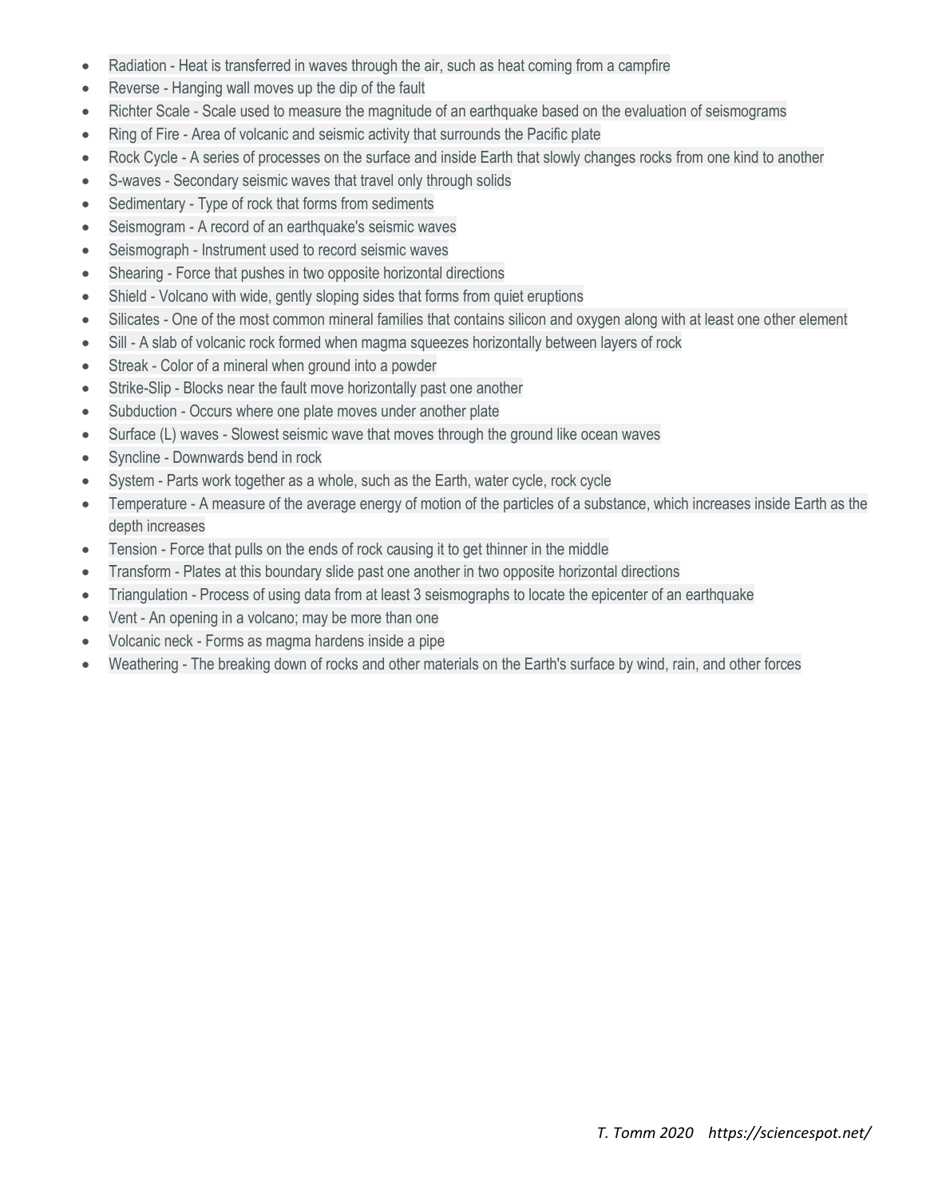- Radiation - Heat is transferred in waves through the air, such as heat coming from a campfire
- Reverse - Hanging wall moves up the dip of the fault
- Richter Scale - Scale used to measure the magnitude of an earthquake based on the evaluation of seismograms
- Ring of Fire - Area of volcanic and seismic activity that surrounds the Pacific plate
- Rock Cycle - A series of processes on the surface and inside Earth that slowly changes rocks from one kind to another
- S-waves - Secondary seismic waves that travel only through solids
- Sedimentary - Type of rock that forms from sediments
- Seismogram - A record of an earthquake's seismic waves
- Seismograph - Instrument used to record seismic waves
- Shearing - Force that pushes in two opposite horizontal directions
- Shield - Volcano with wide, gently sloping sides that forms from quiet eruptions
- Silicates - One of the most common mineral families that contains silicon and oxygen along with at least one other element
- Sill - A slab of volcanic rock formed when magma squeezes horizontally between layers of rock
- Streak - Color of a mineral when ground into a powder
- Strike-Slip - Blocks near the fault move horizontally past one another
- Subduction - Occurs where one plate moves under another plate
- Surface (L) waves - Slowest seismic wave that moves through the ground like ocean waves
- Syncline - Downwards bend in rock
- System - Parts work together as a whole, such as the Earth, water cycle, rock cycle
- Temperature - A measure of the average energy of motion of the particles of a substance, which increases inside Earth as the depth increases
- Tension - Force that pulls on the ends of rock causing it to get thinner in the middle
- Transform - Plates at this boundary slide past one another in two opposite horizontal directions
- Triangulation - Process of using data from at least 3 seismographs to locate the epicenter of an earthquake
- Vent - An opening in a volcano; may be more than one
- Volcanic neck - Forms as magma hardens inside a pipe
- Weathering - The breaking down of rocks and other materials on the Earth's surface by wind, rain, and other forces